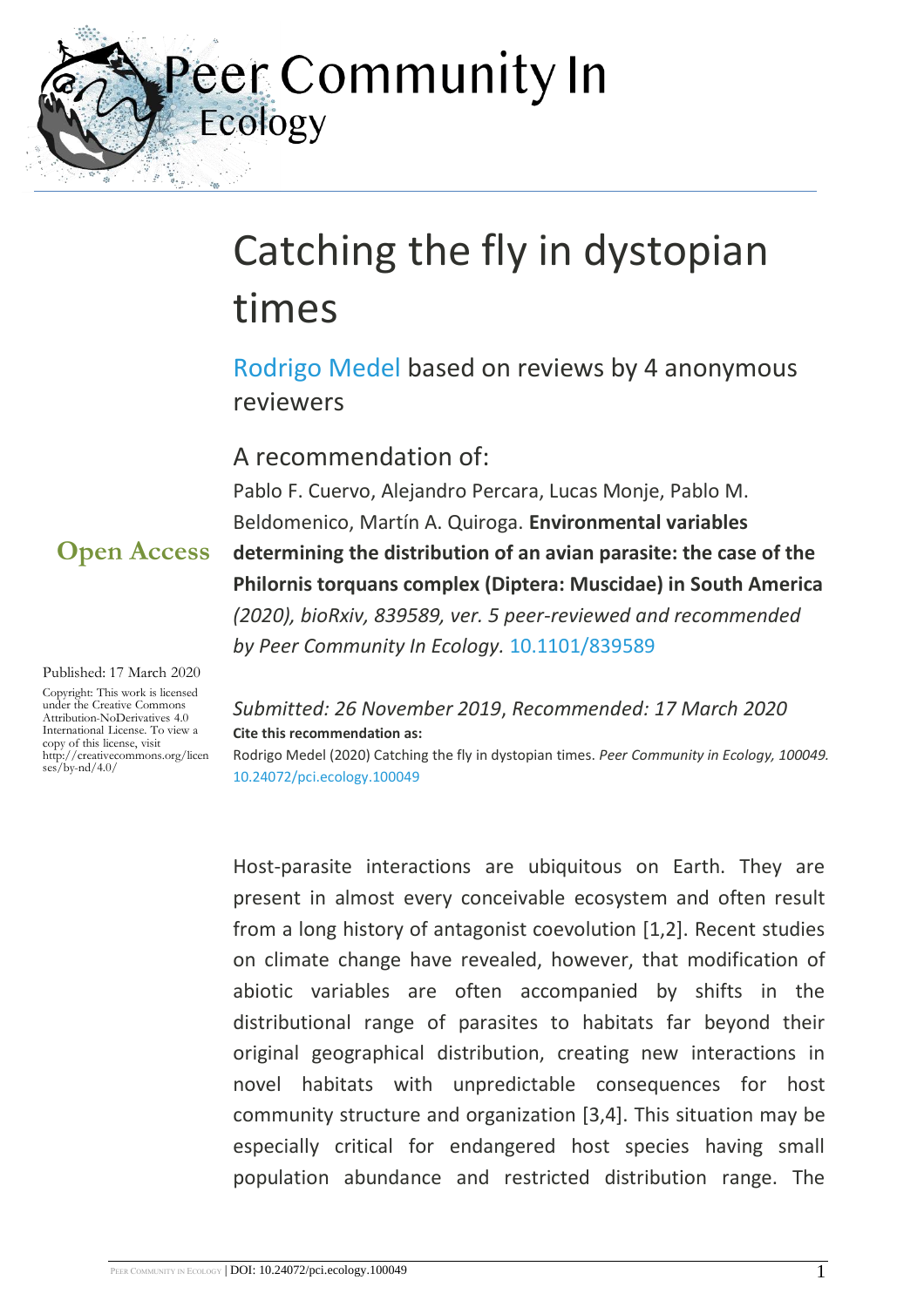Peer Community In Ecology

# Catching the fly in dystopian times

Rodrigo Medel based on reviews by 4 anonymous reviewers

## A recommendation of:

Pablo F. Cuervo, Alejandro Percara, Lucas Monje, Pablo M. Beldomenico, Martín A. Quiroga. **Environmental variables determining the distribution of an avian parasite: the case of the Philornis torquans complex (Diptera: Muscidae) in South America** *(2020), bioRxiv, 839589, ver. 5 peer-reviewed and recommended by Peer Community In Ecology.* 10.1101/839589

**Open Access**

Published: 17 March 2020

Copyright: This work is licensed under the Creative Commons Attribution-NoDerivatives 4.0 International License. To view a copy of this license, visit http://creativecommons.org/licenses/by-nd/4.0/

*Submitted: 26 November 2019*, *Recommended: 17 March 2020*

**Cite this recommendation as:**

Rodrigo Medel (2020) Catching the fly in dystopian times. *Peer Community in Ecology, 100049.* 10.24072/pci.ecology.100049

Host-parasite interactions are ubiquitous on Earth. They are present in almost every conceivable ecosystem and often result from a long history of antagonist coevolution [1,2]. Recent studies on climate change have revealed, however, that modification of abiotic variables are often accompanied by shifts in the distributional range of parasites to habitats far beyond their original geographical distribution, creating new interactions in novel habitats with unpredictable consequences for host community structure and organization [3,4]. This situation may be especially critical for endangered host species having small population abundance and restricted distribution range. The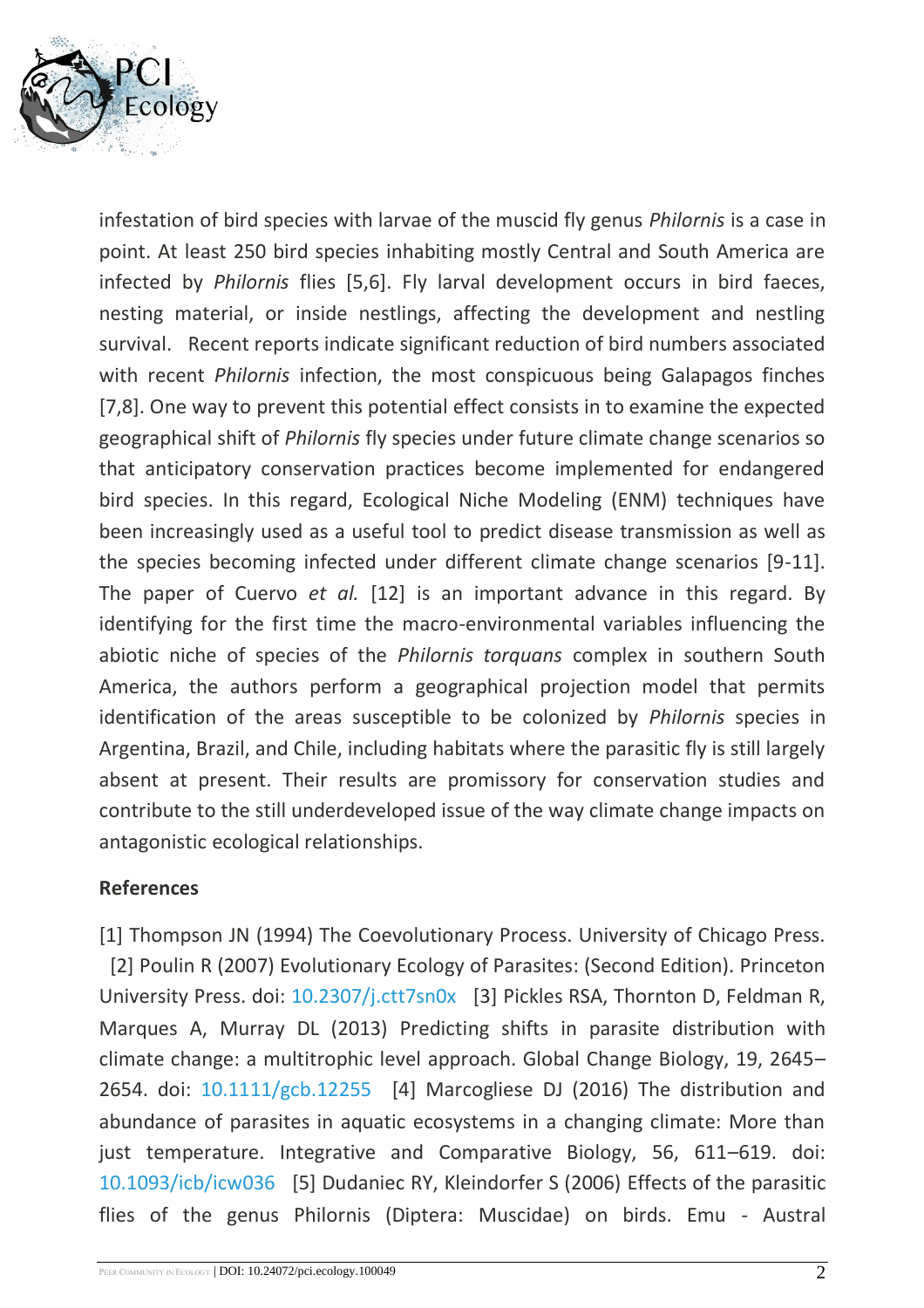infestation of bird species with larvae of the muscid fly genus *Philornis* is a case in point. At least 250 bird species inhabiting mostly Central and South America are infected by *Philornis* flies [5,6]. Fly larval development occurs in bird faeces, nesting material, or inside nestlings, affecting the development and nestling survival. Recent reports indicate significant reduction of bird numbers associated with recent *Philornis* infection, the most conspicuous being Galapagos finches [7,8]. One way to prevent this potential effect consists in to examine the expected geographical shift of *Philornis* fly species under future climate change scenarios so that anticipatory conservation practices become implemented for endangered bird species. In this regard, Ecological Niche Modeling (ENM) techniques have been increasingly used as a useful tool to predict disease transmission as well as the species becoming infected under different climate change scenarios [9-11]. The paper of Cuervo *et al.* [12] is an important advance in this regard. By identifying for the first time the macro-environmental variables influencing the abiotic niche of species of the *Philornis torquans* complex in southern South America, the authors perform a geographical projection model that permits identification of the areas susceptible to be colonized by *Philornis* species in Argentina, Brazil, and Chile, including habitats where the parasitic fly is still largely absent at present. Their results are promissory for conservation studies and contribute to the still underdeveloped issue of the way climate change impacts on antagonistic ecological relationships.

**References**

[1] Thompson JN (1994) The Coevolutionary Process. University of Chicago Press. [2] Poulin R (2007) Evolutionary Ecology of Parasites: (Second Edition). Princeton University Press. doi: 10.2307/j.ctt7sn0x [3] Pickles RSA, Thornton D, Feldman R, Marques A, Murray DL (2013) Predicting shifts in parasite distribution with climate change: a multitrophic level approach. Global Change Biology, 19, 2645–2654. doi: 10.1111/gcb.12255 [4] Marcogliese DJ (2016) The distribution and abundance of parasites in aquatic ecosystems in a changing climate: More than just temperature. Integrative and Comparative Biology, 56, 611–619. doi: 10.1093/icb/icw036 [5] Dudaniec RY, Kleindorfer S (2006) Effects of the parasitic flies of the genus Philornis (Diptera: Muscidae) on birds. Emu - Austral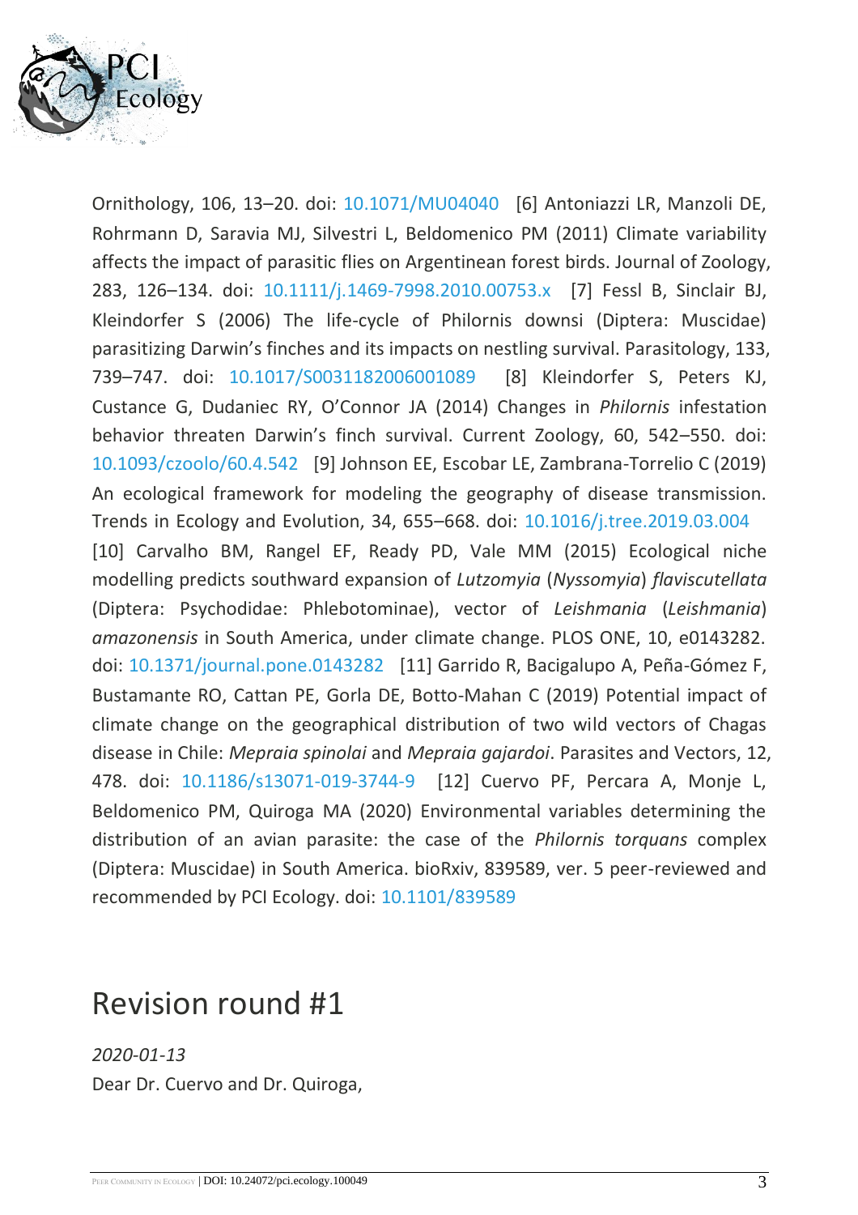Ornithology, 106, 13–20. doi: 10.1071/MU04040 [6] Antoniazzi LR, Manzoli DE, Rohrmann D, Saravia MJ, Silvestri L, Beldomenico PM (2011) Climate variability affects the impact of parasitic flies on Argentinean forest birds. Journal of Zoology, 283, 126–134. doi: 10.1111/j.1469-7998.2010.00753.x [7] Fessl B, Sinclair BJ, Kleindorfer S (2006) The life-cycle of Philornis downsi (Diptera: Muscidae) parasitizing Darwin's finches and its impacts on nestling survival. Parasitology, 133, 739–747. doi: 10.1017/S0031182006001089 [8] Kleindorfer S, Peters KJ, Custance G, Dudaniec RY, O'Connor JA (2014) Changes in *Philornis* infestation behavior threaten Darwin's finch survival. Current Zoology, 60, 542–550. doi: 10.1093/czoolo/60.4.542 [9] Johnson EE, Escobar LE, Zambrana-Torrelio C (2019) An ecological framework for modeling the geography of disease transmission. Trends in Ecology and Evolution, 34, 655–668. doi: 10.1016/j.tree.2019.03.004 [10] Carvalho BM, Rangel EF, Ready PD, Vale MM (2015) Ecological niche modelling predicts southward expansion of *Lutzomyia* (*Nyssomyia*) *flaviscutellata* (Diptera: Psychodidae: Phlebotominae), vector of *Leishmania* (*Leishmania*) *amazonensis* in South America, under climate change. PLOS ONE, 10, e0143282. doi: 10.1371/journal.pone.0143282 [11] Garrido R, Bacigalupo A, Peña-Gómez F, Bustamante RO, Cattan PE, Gorla DE, Botto-Mahan C (2019) Potential impact of climate change on the geographical distribution of two wild vectors of Chagas disease in Chile: *Mepraia spinolai* and *Mepraia gajardoi*. Parasites and Vectors, 12, 478. doi: 10.1186/s13071-019-3744-9 [12] Cuervo PF, Percara A, Monje L, Beldomenico PM, Quiroga MA (2020) Environmental variables determining the distribution of an avian parasite: the case of the *Philornis torquans* complex (Diptera: Muscidae) in South America. bioRxiv, 839589, ver. 5 peer-reviewed and recommended by PCI Ecology. doi: 10.1101/839589

# Revision round #1

*2020-01-13*

Dear Dr. Cuervo and Dr. Quiroga,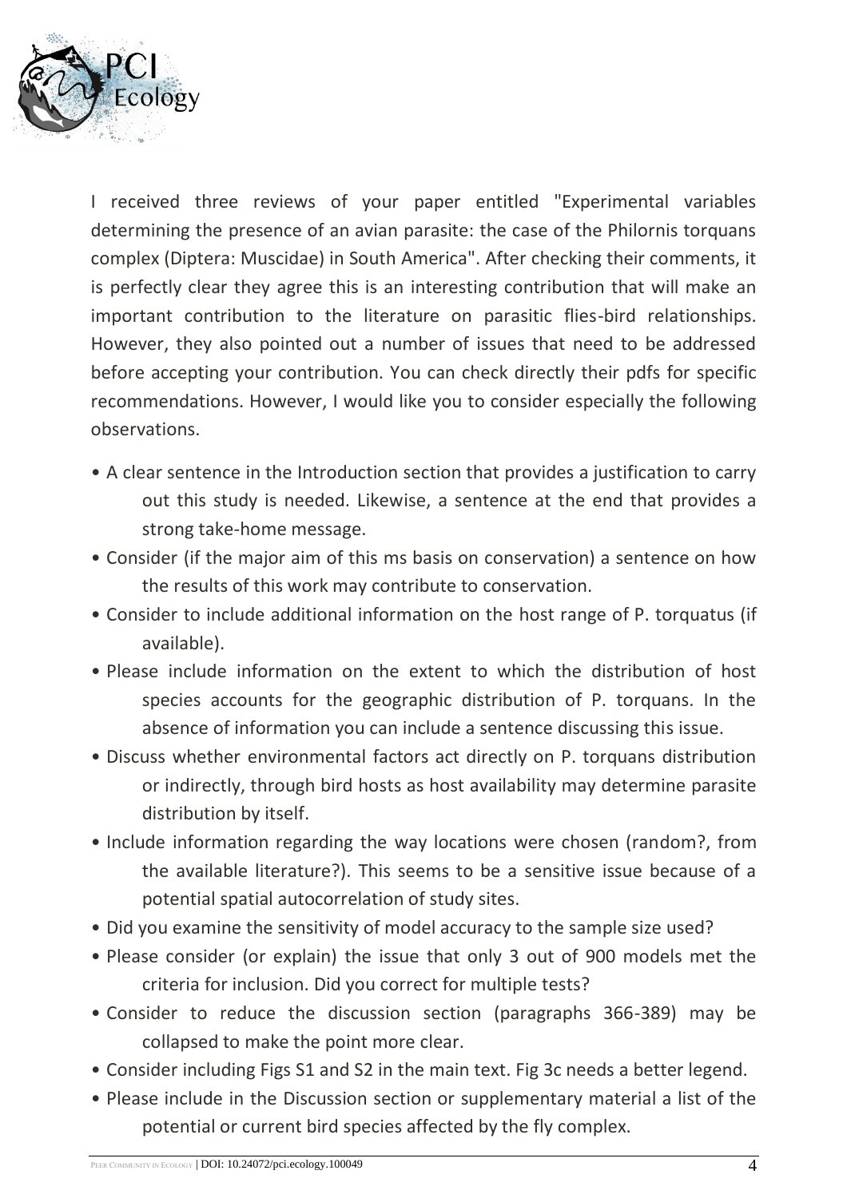I received three reviews of your paper entitled "Experimental variables determining the presence of an avian parasite: the case of the Philornis torquans complex (Diptera: Muscidae) in South America". After checking their comments, it is perfectly clear they agree this is an interesting contribution that will make an important contribution to the literature on parasitic flies-bird relationships. However, they also pointed out a number of issues that need to be addressed before accepting your contribution. You can check directly their pdfs for specific recommendations. However, I would like you to consider especially the following observations.

- A clear sentence in the Introduction section that provides a justification to carry out this study is needed. Likewise, a sentence at the end that provides a strong take-home message.
- Consider (if the major aim of this ms basis on conservation) a sentence on how the results of this work may contribute to conservation.
- Consider to include additional information on the host range of P. torquatus (if available).
- Please include information on the extent to which the distribution of host species accounts for the geographic distribution of P. torquans. In the absence of information you can include a sentence discussing this issue.
- Discuss whether environmental factors act directly on P. torquans distribution or indirectly, through bird hosts as host availability may determine parasite distribution by itself.
- Include information regarding the way locations were chosen (random?, from the available literature?). This seems to be a sensitive issue because of a potential spatial autocorrelation of study sites.
- Did you examine the sensitivity of model accuracy to the sample size used?
- Please consider (or explain) the issue that only 3 out of 900 models met the criteria for inclusion. Did you correct for multiple tests?
- Consider to reduce the discussion section (paragraphs 366-389) may be collapsed to make the point more clear.
- Consider including Figs S1 and S2 in the main text. Fig 3c needs a better legend.
- Please include in the Discussion section or supplementary material a list of the potential or current bird species affected by the fly complex.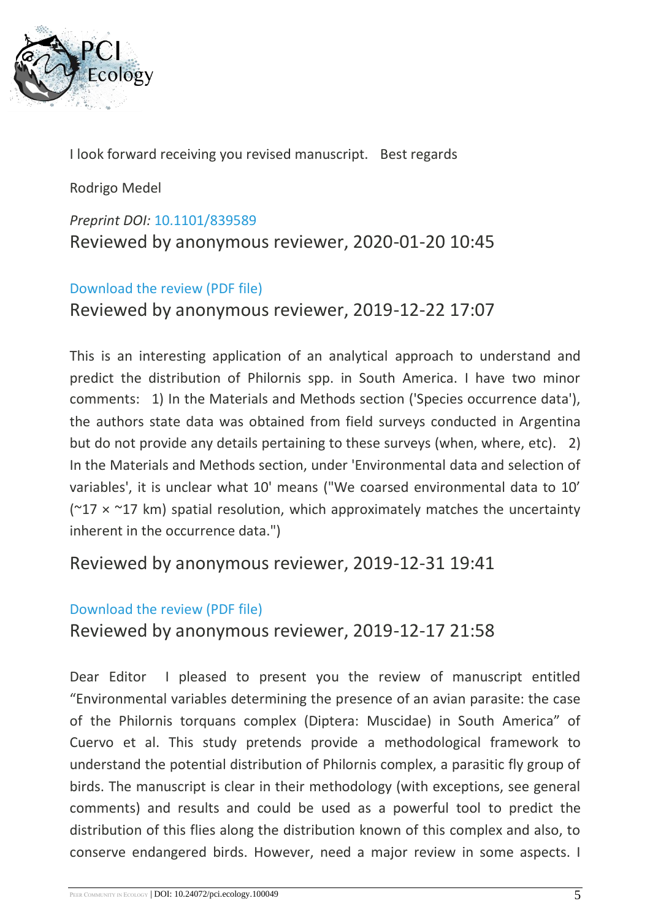I look forward receiving you revised manuscript.   Best regards

Rodrigo Medel

*Preprint DOI:* 10.1101/839589

## Reviewed by anonymous reviewer, 2020-01-20 10:45

Download the review (PDF file)

## Reviewed by anonymous reviewer, 2019-12-22 17:07

This is an interesting application of an analytical approach to understand and predict the distribution of Philornis spp. in South America. I have two minor comments:   1) In the Materials and Methods section ('Species occurrence data'), the authors state data was obtained from field surveys conducted in Argentina but do not provide any details pertaining to these surveys (when, where, etc).   2) In the Materials and Methods section, under 'Environmental data and selection of variables', it is unclear what 10' means ("We coarsed environmental data to 10’ (~17 × ~17 km) spatial resolution, which approximately matches the uncertainty inherent in the occurrence data.")

## Reviewed by anonymous reviewer, 2019-12-31 19:41

Download the review (PDF file)

## Reviewed by anonymous reviewer, 2019-12-17 21:58

Dear Editor   I pleased to present you the review of manuscript entitled “Environmental variables determining the presence of an avian parasite: the case of the Philornis torquans complex (Diptera: Muscidae) in South America” of Cuervo et al. This study pretends provide a methodological framework to understand the potential distribution of Philornis complex, a parasitic fly group of birds. The manuscript is clear in their methodology (with exceptions, see general comments) and results and could be used as a powerful tool to predict the distribution of this flies along the distribution known of this complex and also, to conserve endangered birds. However, need a major review in some aspects. I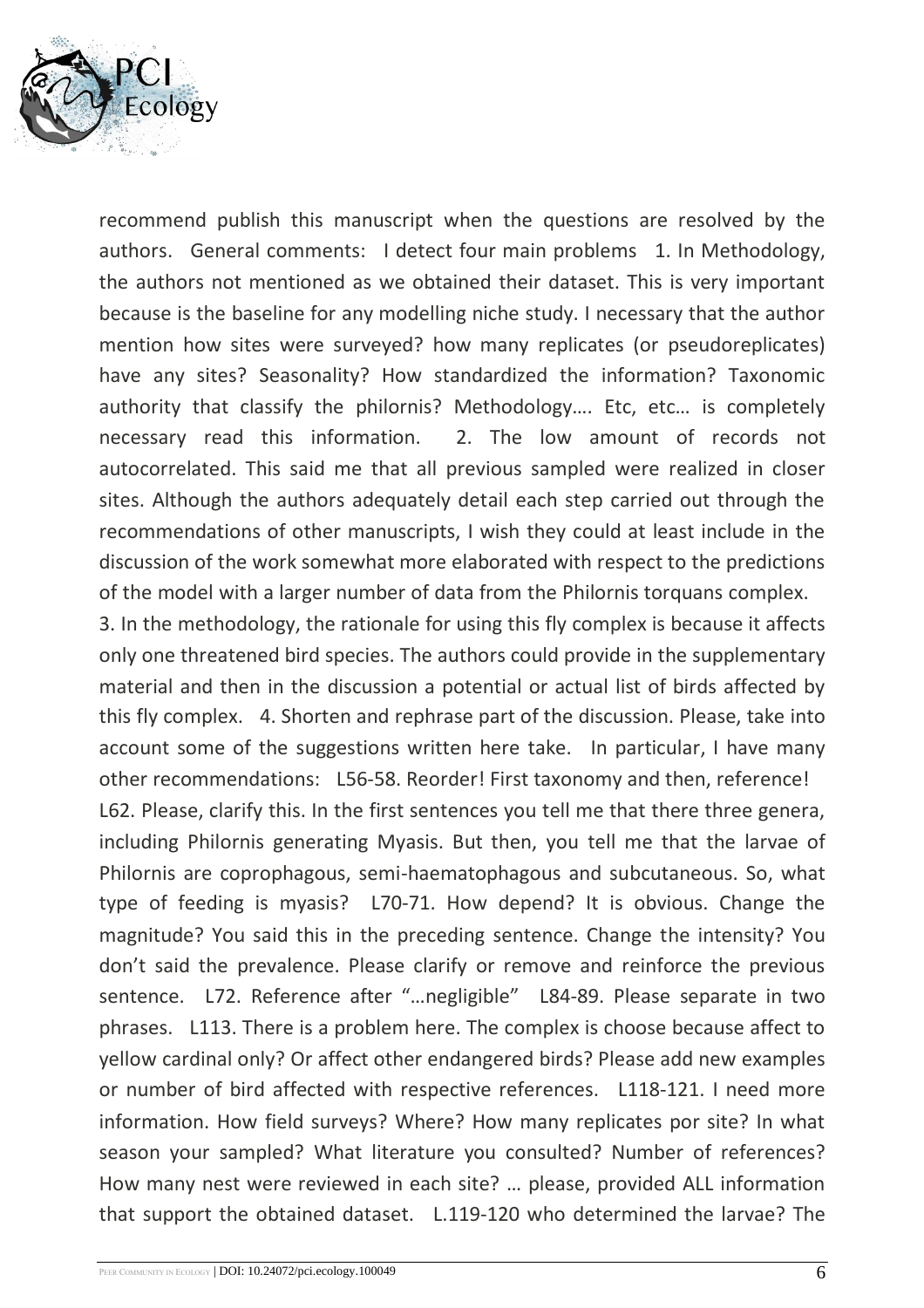recommend publish this manuscript when the questions are resolved by the authors. General comments: I detect four main problems 1. In Methodology, the authors not mentioned as we obtained their dataset. This is very important because is the baseline for any modelling niche study. I necessary that the author mention how sites were surveyed? how many replicates (or pseudoreplicates) have any sites? Seasonality? How standardized the information? Taxonomic authority that classify the philornis? Methodology…. Etc, etc… is completely necessary read this information. 2. The low amount of records not autocorrelated. This said me that all previous sampled were realized in closer sites. Although the authors adequately detail each step carried out through the recommendations of other manuscripts, I wish they could at least include in the discussion of the work somewhat more elaborated with respect to the predictions of the model with a larger number of data from the Philornis torquans complex.

3. In the methodology, the rationale for using this fly complex is because it affects only one threatened bird species. The authors could provide in the supplementary material and then in the discussion a potential or actual list of birds affected by this fly complex. 4. Shorten and rephrase part of the discussion. Please, take into account some of the suggestions written here take. In particular, I have many other recommendations: L56-58. Reorder! First taxonomy and then, reference!

L62. Please, clarify this. In the first sentences you tell me that there three genera, including Philornis generating Myasis. But then, you tell me that the larvae of Philornis are coprophagous, semi-haematophagous and subcutaneous. So, what type of feeding is myasis? L70-71. How depend? It is obvious. Change the magnitude? You said this in the preceding sentence. Change the intensity? You don't said the prevalence. Please clarify or remove and reinforce the previous sentence. L72. Reference after "…negligible" L84-89. Please separate in two phrases. L113. There is a problem here. The complex is choose because affect to yellow cardinal only? Or affect other endangered birds? Please add new examples or number of bird affected with respective references. L118-121. I need more information. How field surveys? Where? How many replicates por site? In what season your sampled? What literature you consulted? Number of references? How many nest were reviewed in each site? … please, provided ALL information that support the obtained dataset. L.119-120 who determined the larvae? The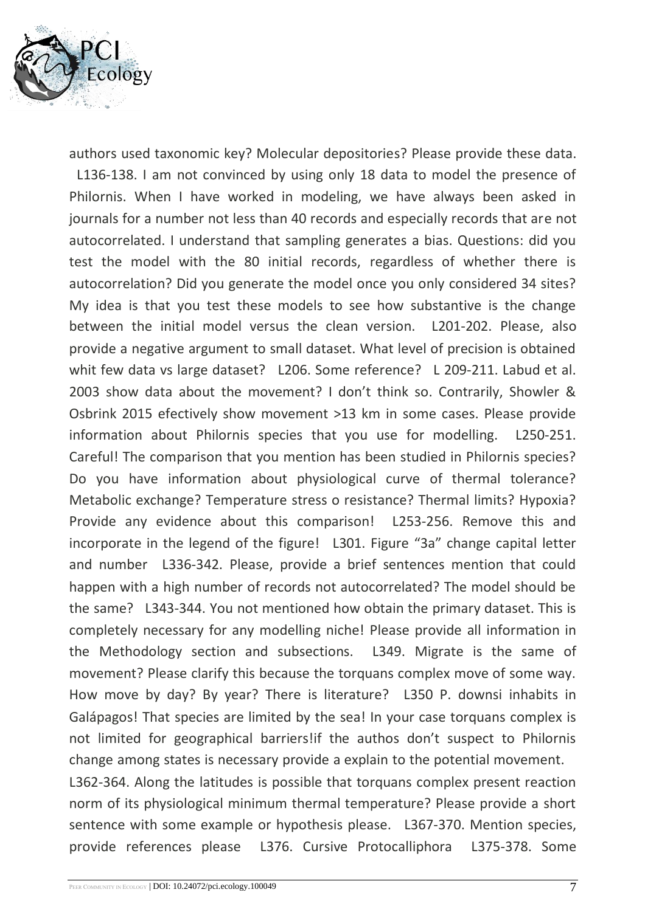authors used taxonomic key? Molecular depositories? Please provide these data. L136-138. I am not convinced by using only 18 data to model the presence of Philornis. When I have worked in modeling, we have always been asked in journals for a number not less than 40 records and especially records that are not autocorrelated. I understand that sampling generates a bias. Questions: did you test the model with the 80 initial records, regardless of whether there is autocorrelation? Did you generate the model once you only considered 34 sites? My idea is that you test these models to see how substantive is the change between the initial model versus the clean version. L201-202. Please, also provide a negative argument to small dataset. What level of precision is obtained whit few data vs large dataset? L206. Some reference? L 209-211. Labud et al. 2003 show data about the movement? I don't think so. Contrarily, Showler & Osbrink 2015 efectively show movement >13 km in some cases. Please provide information about Philornis species that you use for modelling. L250-251. Careful! The comparison that you mention has been studied in Philornis species? Do you have information about physiological curve of thermal tolerance? Metabolic exchange? Temperature stress o resistance? Thermal limits? Hypoxia? Provide any evidence about this comparison! L253-256. Remove this and incorporate in the legend of the figure! L301. Figure "3a" change capital letter and number L336-342. Please, provide a brief sentences mention that could happen with a high number of records not autocorrelated? The model should be the same? L343-344. You not mentioned how obtain the primary dataset. This is completely necessary for any modelling niche! Please provide all information in the Methodology section and subsections. L349. Migrate is the same of movement? Please clarify this because the torquans complex move of some way. How move by day? By year? There is literature? L350 P. downsi inhabits in Galápagos! That species are limited by the sea! In your case torquans complex is not limited for geographical barriers!if the authos don't suspect to Philornis change among states is necessary provide a explain to the potential movement.

L362-364. Along the latitudes is possible that torquans complex present reaction norm of its physiological minimum thermal temperature? Please provide a short sentence with some example or hypothesis please. L367-370. Mention species, provide references please L376. Cursive Protocalliphora L375-378. Some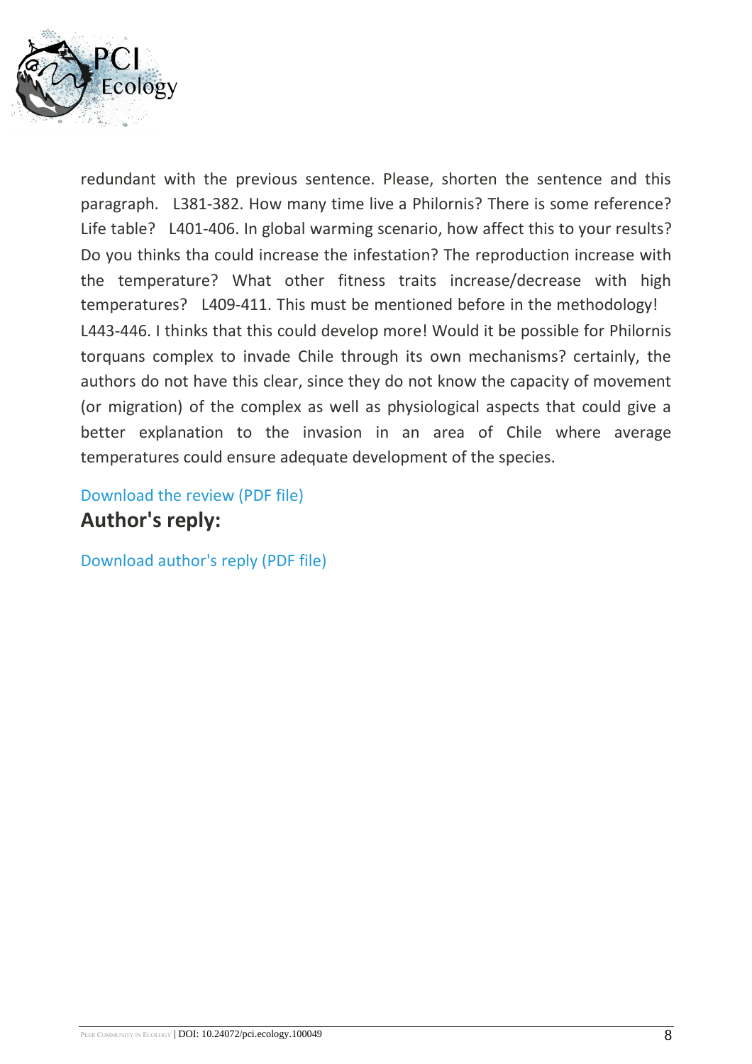redundant with the previous sentence. Please, shorten the sentence and this paragraph. L381-382. How many time live a Philornis? There is some reference? Life table? L401-406. In global warming scenario, how affect this to your results? Do you thinks tha could increase the infestation? The reproduction increase with the temperature? What other fitness traits increase/decrease with high temperatures? L409-411. This must be mentioned before in the methodology! L443-446. I thinks that this could develop more! Would it be possible for Philornis torquans complex to invade Chile through its own mechanisms? certainly, the authors do not have this clear, since they do not know the capacity of movement (or migration) of the complex as well as physiological aspects that could give a better explanation to the invasion in an area of Chile where average temperatures could ensure adequate development of the species.

Download the review (PDF file)

## Author's reply:

Download author's reply (PDF file)